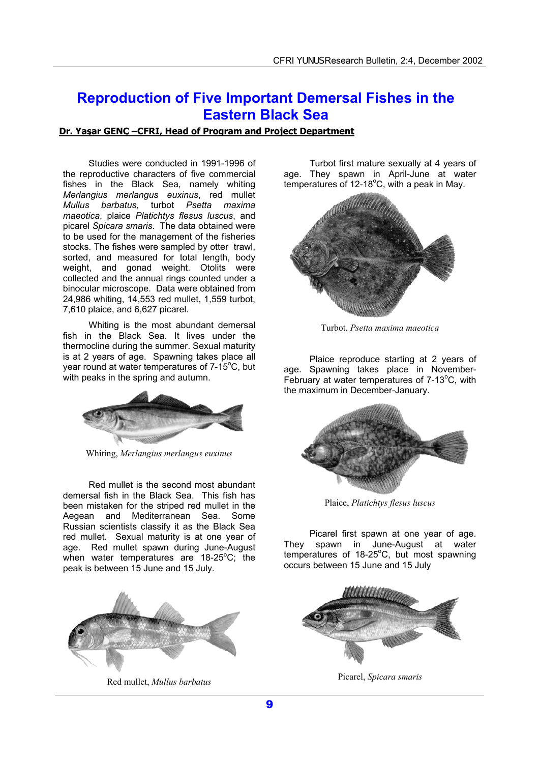# Reproduction of Five Important Demersal Fishes in the Eastern Black Sea

**Dr. Yaşar GENÇ –CFRI, Head of Program and Project Department**

Studies were conducted in 1991-1996 of the reproductive characters of five commercial fishes in the Black Sea, namely whiting *Merlangius merlangus euxinus*, red mullet *Mullus barbatus*, turbot *Psetta maxima maeotica*, plaice *Platichtys flesus luscus*, and picarel *Spicara smaris*. The data obtained were to be used for the management of the fisheries stocks. The fishes were sampled by otter trawl, sorted, and measured for total length, body weight, and gonad weight. Otolits were collected and the annual rings counted under a binocular microscope. Data were obtained from 24,986 whiting, 14,553 red mullet, 1,559 turbot, 7,610 plaice, and 6,627 picarel.

Whiting is the most abundant demersal fish in the Black Sea. It lives under the thermocline during the summer. Sexual maturity is at 2 years of age. Spawning takes place all year round at water temperatures of 7-15$^o$C, but with peaks in the spring and autumn.

Whiting, *Merlangius merlangus euxinus*

Red mullet is the second most abundant demersal fish in the Black Sea. This fish has been mistaken for the striped red mullet in the Aegean and Mediterranean Sea. Some Russian scientists classify it as the Black Sea red mullet. Sexual maturity is at one year of age. Red mullet spawn during June-August when water temperatures are 18-25$^o$C; the peak is between 15 June and 15 July.

Red mullet, *Mullus barbatus*

Turbot first mature sexually at 4 years of age. They spawn in April-June at water temperatures of 12-18$^o$C, with a peak in May.

Turbot, *Psetta maxima maeotica*

Plaice reproduce starting at 2 years of age. Spawning takes place in November-February at water temperatures of 7-13$^o$C, with the maximum in December-January.

Plaice, *Platichtys flesus luscus*

Picarel first spawn at one year of age. They spawn in June-August at water temperatures of 18-25$^o$C, but most spawning occurs between 15 June and 15 July

Picarel, *Spicara smaris*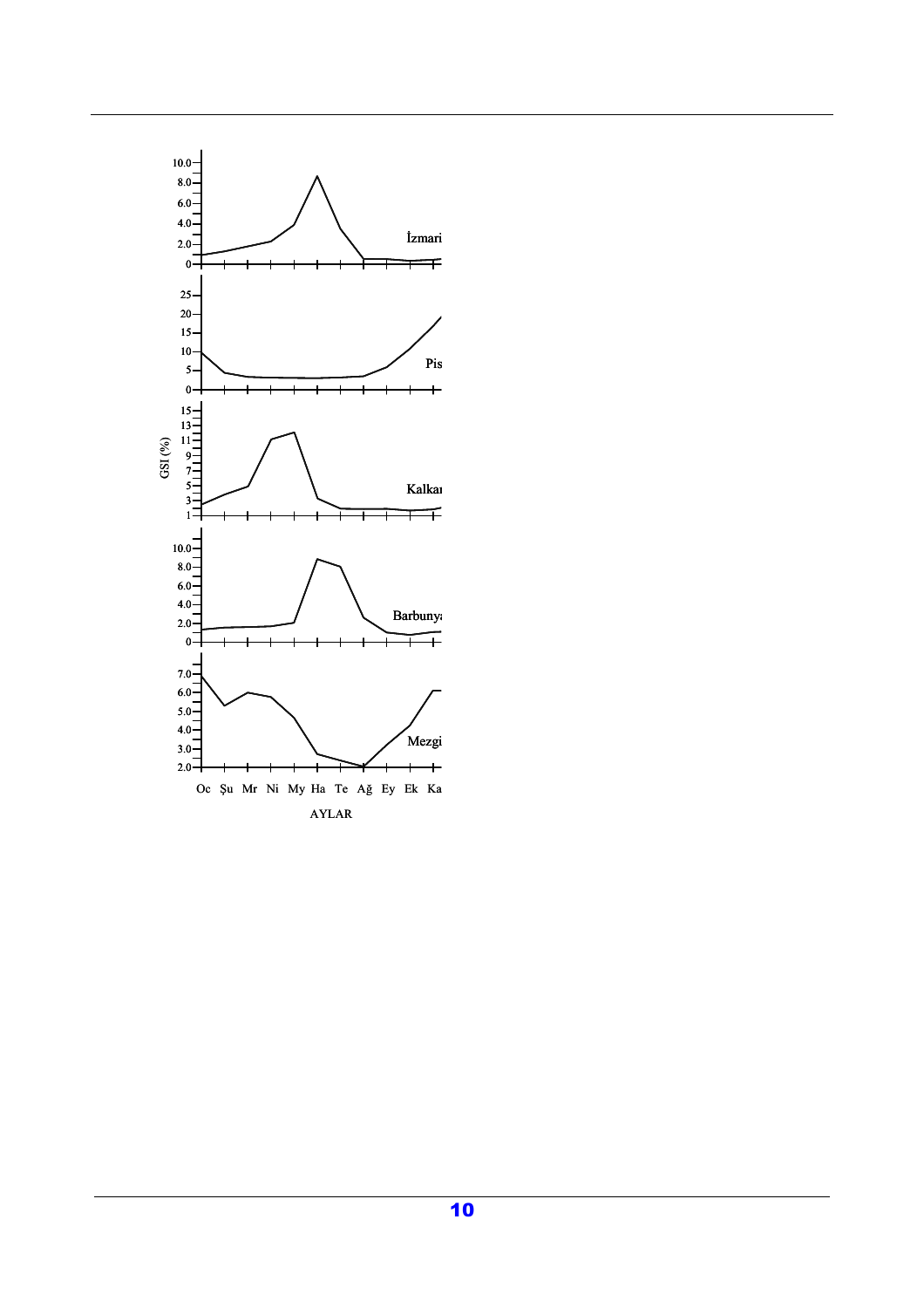10.0
8.0
6.0
4.0
2.0
0
İzmari

25
20
15
10
5
0
Pis

15
13
11
9
7
5
3
1
Kalkan

10.0
8.0
6.0
4.0
2.0
0
Barbunya

7.0
6.0
5.0
4.0
3.0
2.0
Mezgi

GSI (%)

Oc Şu Mr Ni My Ha Te Ağ Ey Ek Ka

AYLAR